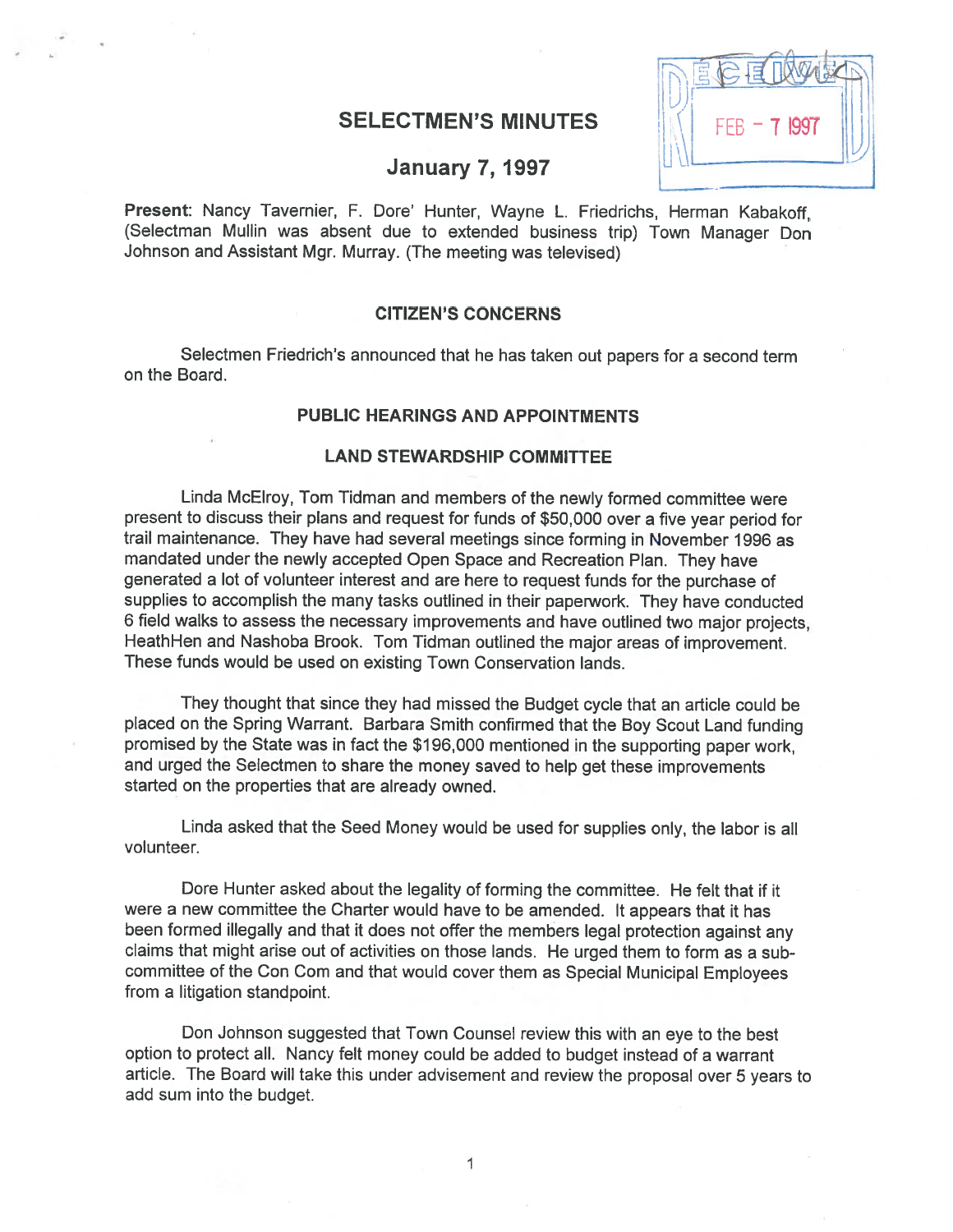# SELECTMEN'S MINUTES

## January 7, 1997

RECEIVED FEB - 7 1997

**Present**: Nancy Tavernier, F. Dore' Hunter, Wayne L. Friedrichs, Herman Kabakoff, (Selectman Mullin was absent due to extended business trip) Town Manager Don Johnson and Assistant Mgr. Murray. (The meeting was televised)

### CITIZEN'S CONCERNS

Selectmen Friedrich's announced that he has taken out papers for a second term on the Board.

### PUBLIC HEARINGS AND APPOINTMENTS

### LAND STEWARDSHIP COMMITTEE

Linda McElroy, Tom Tidman and members of the newly formed committee were present to discuss their plans and request for funds of $50,000 over a five year period for trail maintenance. They have had several meetings since forming in November 1996 as mandated under the newly accepted Open Space and Recreation Plan. They have generated a lot of volunteer interest and are here to request funds for the purchase of supplies to accomplish the many tasks outlined in their paperwork. They have conducted 6 field walks to assess the necessary improvements and have outlined two major projects, HeathHen and Nashoba Brook. Tom Tidman outlined the major areas of improvement. These funds would be used on existing Town Conservation lands.

They thought that since they had missed the Budget cycle that an article could be placed on the Spring Warrant. Barbara Smith confirmed that the Boy Scout Land funding promised by the State was in fact the $196,000 mentioned in the supporting paper work, and urged the Selectmen to share the money saved to help get these improvements started on the properties that are already owned.

Linda asked that the Seed Money would be used for supplies only, the labor is all volunteer.

Dore Hunter asked about the legality of forming the committee. He felt that if it were a new committee the Charter would have to be amended. It appears that it has been formed illegally and that it does not offer the members legal protection against any claims that might arise out of activities on those lands. He urged them to form as a sub-committee of the Con Com and that would cover them as Special Municipal Employees from a litigation standpoint.

Don Johnson suggested that Town Counsel review this with an eye to the best option to protect all. Nancy felt money could be added to budget instead of a warrant article. The Board will take this under advisement and review the proposal over 5 years to add sum into the budget.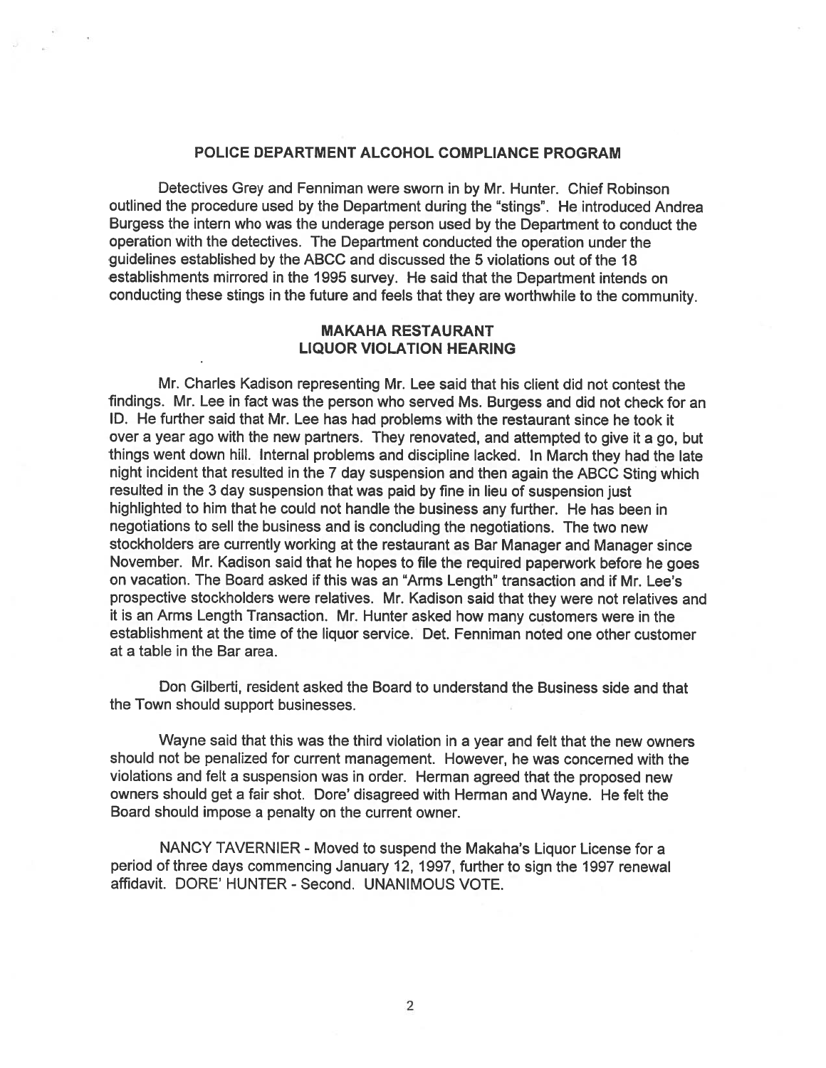## POLICE DEPARTMENT ALCOHOL COMPLIANCE PROGRAM

Detectives Grey and Fenniman were sworn in by Mr. Hunter. Chief Robinson outlined the procedure used by the Department during the "stings". He introduced Andrea Burgess the intern who was the underage person used by the Department to conduct the operation with the detectives. The Department conducted the operation under the guidelines established by the ABCC and discussed the 5 violations out of the 18 establishments mirrored in the 1995 survey. He said that the Department intends on conducting these stings in the future and feels that they are worthwhile to the community.

## MAKAHA RESTAURANT LIQUOR VIOLATION HEARING

Mr. Charles Kadison representing Mr. Lee said that his client did not contest the findings. Mr. Lee in fact was the person who served Ms. Burgess and did not check for an ID. He further said that Mr. Lee has had problems with the restaurant since he took it over a year ago with the new partners. They renovated, and attempted to give it a go, but things went down hill. Internal problems and discipline lacked. In March they had the late night incident that resulted in the 7 day suspension and then again the ABCC Sting which resulted in the 3 day suspension that was paid by fine in lieu of suspension just highlighted to him that he could not handle the business any further. He has been in negotiations to sell the business and is concluding the negotiations. The two new stockholders are currently working at the restaurant as Bar Manager and Manager since November. Mr. Kadison said that he hopes to file the required paperwork before he goes on vacation. The Board asked if this was an "Arms Length" transaction and if Mr. Lee's prospective stockholders were relatives. Mr. Kadison said that they were not relatives and it is an Arms Length Transaction. Mr. Hunter asked how many customers were in the establishment at the time of the liquor service. Det. Fenniman noted one other customer at a table in the Bar area.

Don Gilberti, resident asked the Board to understand the Business side and that the Town should support businesses.

Wayne said that this was the third violation in a year and felt that the new owners should not be penalized for current management. However, he was concerned with the violations and felt a suspension was in order. Herman agreed that the proposed new owners should get a fair shot. Dore' disagreed with Herman and Wayne. He felt the Board should impose a penalty on the current owner.

NANCY TAVERNIER - Moved to suspend the Makaha's Liquor License for a period of three days commencing January 12, 1997, further to sign the 1997 renewal affidavit. DORE' HUNTER - Second. UNANIMOUS VOTE.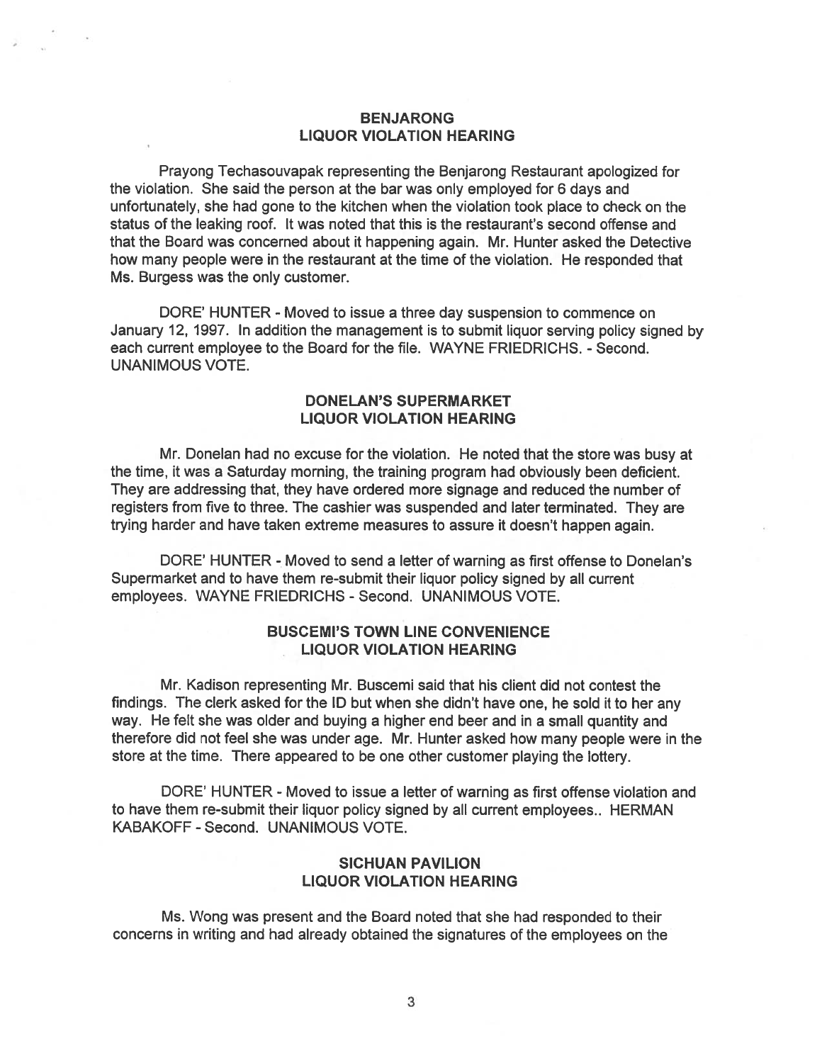## BENJARONG
## LIQUOR VIOLATION HEARING

Prayong Techasouvapak representing the Benjarong Restaurant apologized for the violation. She said the person at the bar was only employed for 6 days and unfortunately, she had gone to the kitchen when the violation took place to check on the status of the leaking roof. It was noted that this is the restaurant's second offense and that the Board was concerned about it happening again. Mr. Hunter asked the Detective how many people were in the restaurant at the time of the violation. He responded that Ms. Burgess was the only customer.

DORE' HUNTER - Moved to issue a three day suspension to commence on January 12, 1997. In addition the management is to submit liquor serving policy signed by each current employee to the Board for the file. WAYNE FRIEDRICHS. - Second. UNANIMOUS VOTE.

## DONELAN'S SUPERMARKET
## LIQUOR VIOLATION HEARING

Mr. Donelan had no excuse for the violation. He noted that the store was busy at the time, it was a Saturday morning, the training program had obviously been deficient. They are addressing that, they have ordered more signage and reduced the number of registers from five to three. The cashier was suspended and later terminated. They are trying harder and have taken extreme measures to assure it doesn't happen again.

DORE' HUNTER - Moved to send a letter of warning as first offense to Donelan's Supermarket and to have them re-submit their liquor policy signed by all current employees. WAYNE FRIEDRICHS - Second. UNANIMOUS VOTE.

## BUSCEMI'S TOWN LINE CONVENIENCE
## LIQUOR VIOLATION HEARING

Mr. Kadison representing Mr. Buscemi said that his client did not contest the findings. The clerk asked for the ID but when she didn't have one, he sold it to her any way. He felt she was older and buying a higher end beer and in a small quantity and therefore did not feel she was under age. Mr. Hunter asked how many people were in the store at the time. There appeared to be one other customer playing the lottery.

DORE' HUNTER - Moved to issue a letter of warning as first offense violation and to have them re-submit their liquor policy signed by all current employees.. HERMAN KABAKOFF - Second. UNANIMOUS VOTE.

## SICHUAN PAVILION
## LIQUOR VIOLATION HEARING

Ms. Wong was present and the Board noted that she had responded to their concerns in writing and had already obtained the signatures of the employees on the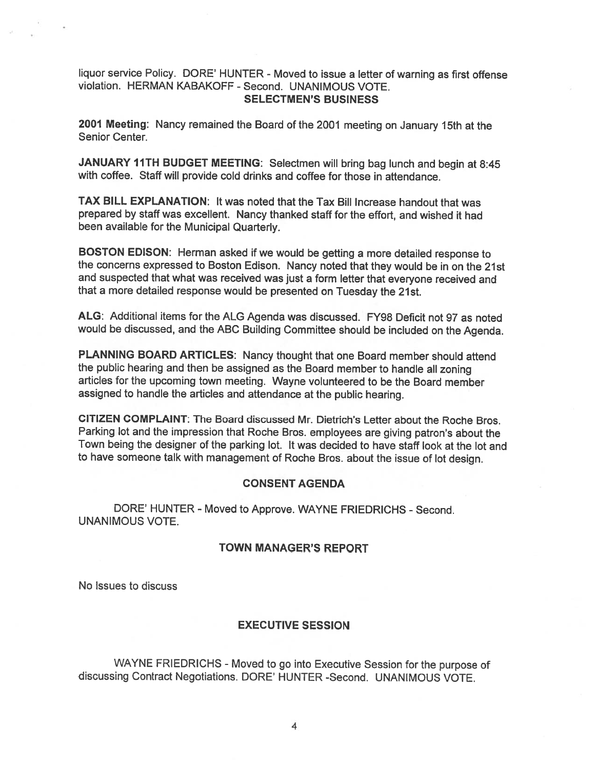liquor service Policy. DORE' HUNTER - Moved to issue a letter of warning as first offense violation. HERMAN KABAKOFF - Second. UNANIMOUS VOTE.

## SELECTMEN'S BUSINESS

**2001 Meeting**: Nancy remained the Board of the 2001 meeting on January 15th at the Senior Center.

**JANUARY 11TH BUDGET MEETING**: Selectmen will bring bag lunch and begin at 8:45 with coffee. Staff will provide cold drinks and coffee for those in attendance.

**TAX BILL EXPLANATION**: It was noted that the Tax Bill Increase handout that was prepared by staff was excellent. Nancy thanked staff for the effort, and wished it had been available for the Municipal Quarterly.

**BOSTON EDISON**: Herman asked if we would be getting a more detailed response to the concerns expressed to Boston Edison. Nancy noted that they would be in on the 21st and suspected that what was received was just a form letter that everyone received and that a more detailed response would be presented on Tuesday the 21st.

**ALG**: Additional items for the ALG Agenda was discussed. FY98 Deficit not 97 as noted would be discussed, and the ABC Building Committee should be included on the Agenda.

**PLANNING BOARD ARTICLES**: Nancy thought that one Board member should attend the public hearing and then be assigned as the Board member to handle all zoning articles for the upcoming town meeting. Wayne volunteered to be the Board member assigned to handle the articles and attendance at the public hearing.

**CITIZEN COMPLAINT**: The Board discussed Mr. Dietrich's Letter about the Roche Bros. Parking lot and the impression that Roche Bros. employees are giving patron's about the Town being the designer of the parking lot. It was decided to have staff look at the lot and to have someone talk with management of Roche Bros. about the issue of lot design.

## CONSENT AGENDA

DORE' HUNTER - Moved to Approve. WAYNE FRIEDRICHS - Second. UNANIMOUS VOTE.

## TOWN MANAGER'S REPORT

No Issues to discuss

## EXECUTIVE SESSION

WAYNE FRIEDRICHS - Moved to go into Executive Session for the purpose of discussing Contract Negotiations. DORE' HUNTER -Second. UNANIMOUS VOTE.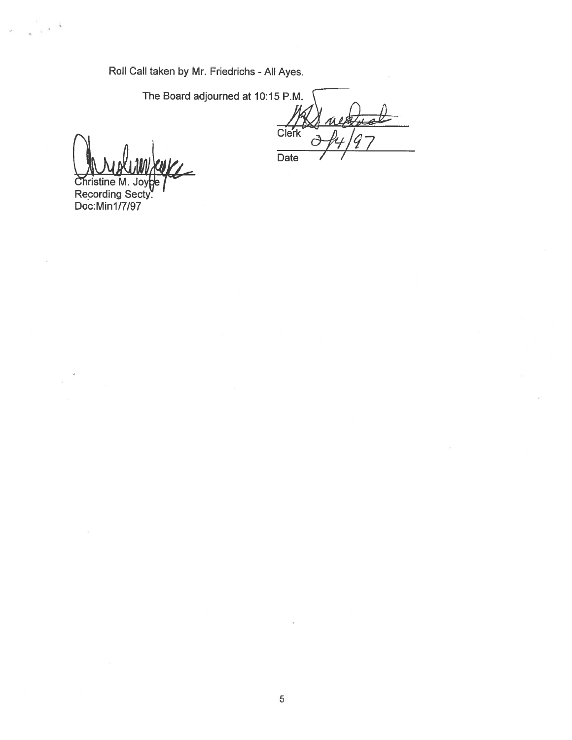Roll Call taken by Mr. Friedrichs - All Ayes.

The Board adjourned at 10:15 P.M.

Clerk

2/4/97
Date

Christine M. Joyce
Recording Secty.
Doc:Min1/7/97